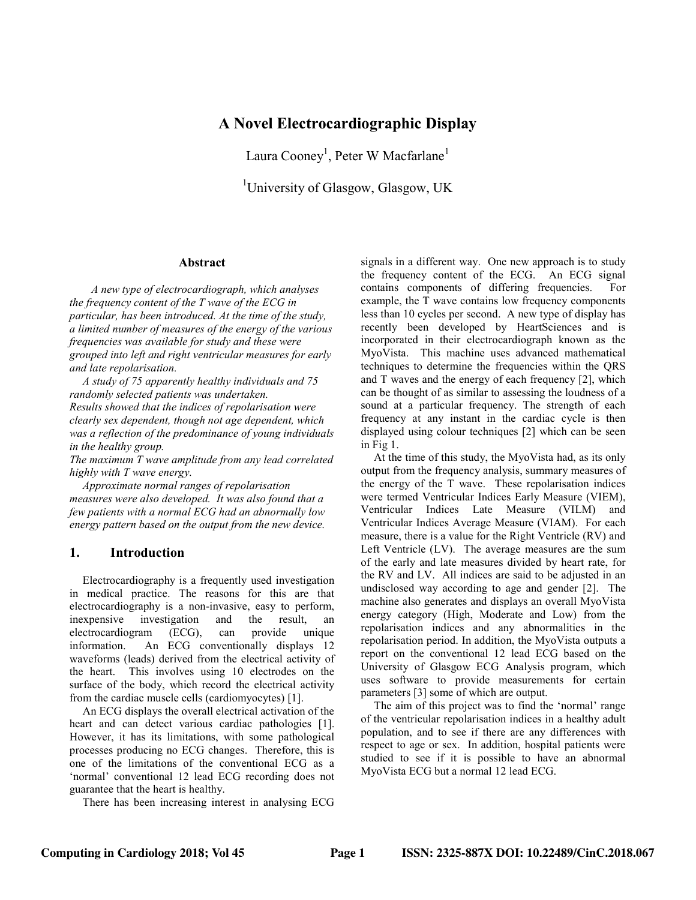# A Novel Electrocardiographic Display

Laura Cooney[1], Peter W Macfarlane[1]

[1]University of Glasgow, Glasgow, UK

## Abstract

*A new type of electrocardiograph, which analyses the frequency content of the T wave of the ECG in particular, has been introduced. At the time of the study, a limited number of measures of the energy of the various frequencies was available for study and these were grouped into left and right ventricular measures for early and late repolarisation.*

*A study of 75 apparently healthy individuals and 75 randomly selected patients was undertaken. Results showed that the indices of repolarisation were clearly sex dependent, though not age dependent, which was a reflection of the predominance of young individuals in the healthy group.*

*The maximum T wave amplitude from any lead correlated highly with T wave energy.*

*Approximate normal ranges of repolarisation measures were also developed. It was also found that a few patients with a normal ECG had an abnormally low energy pattern based on the output from the new device.*

## 1. Introduction

Electrocardiography is a frequently used investigation in medical practice. The reasons for this are that electrocardiography is a non-invasive, easy to perform, inexpensive investigation and the result, an electrocardiogram (ECG), can provide unique information. An ECG conventionally displays 12 waveforms (leads) derived from the electrical activity of the heart. This involves using 10 electrodes on the surface of the body, which record the electrical activity from the cardiac muscle cells (cardiomyocytes) [1].

An ECG displays the overall electrical activation of the heart and can detect various cardiac pathologies [1]. However, it has its limitations, with some pathological processes producing no ECG changes. Therefore, this is one of the limitations of the conventional ECG as a 'normal' conventional 12 lead ECG recording does not guarantee that the heart is healthy.

There has been increasing interest in analysing ECG signals in a different way. One new approach is to study the frequency content of the ECG. An ECG signal contains components of differing frequencies. For example, the T wave contains low frequency components less than 10 cycles per second. A new type of display has recently been developed by HeartSciences and is incorporated in their electrocardiograph known as the MyoVista. This machine uses advanced mathematical techniques to determine the frequencies within the QRS and T waves and the energy of each frequency [2], which can be thought of as similar to assessing the loudness of a sound at a particular frequency. The strength of each frequency at any instant in the cardiac cycle is then displayed using colour techniques [2] which can be seen in Fig 1.

At the time of this study, the MyoVista had, as its only output from the frequency analysis, summary measures of the energy of the T wave. These repolarisation indices were termed Ventricular Indices Early Measure (VIEM), Ventricular Indices Late Measure (VILM) and Ventricular Indices Average Measure (VIAM). For each measure, there is a value for the Right Ventricle (RV) and Left Ventricle (LV). The average measures are the sum of the early and late measures divided by heart rate, for the RV and LV. All indices are said to be adjusted in an undisclosed way according to age and gender [2]. The machine also generates and displays an overall MyoVista energy category (High, Moderate and Low) from the repolarisation indices and any abnormalities in the repolarisation period. In addition, the MyoVista outputs a report on the conventional 12 lead ECG based on the University of Glasgow ECG Analysis program, which uses software to provide measurements for certain parameters [3] some of which are output.

The aim of this project was to find the 'normal' range of the ventricular repolarisation indices in a healthy adult population, and to see if there are any differences with respect to age or sex. In addition, hospital patients were studied to see if it is possible to have an abnormal MyoVista ECG but a normal 12 lead ECG.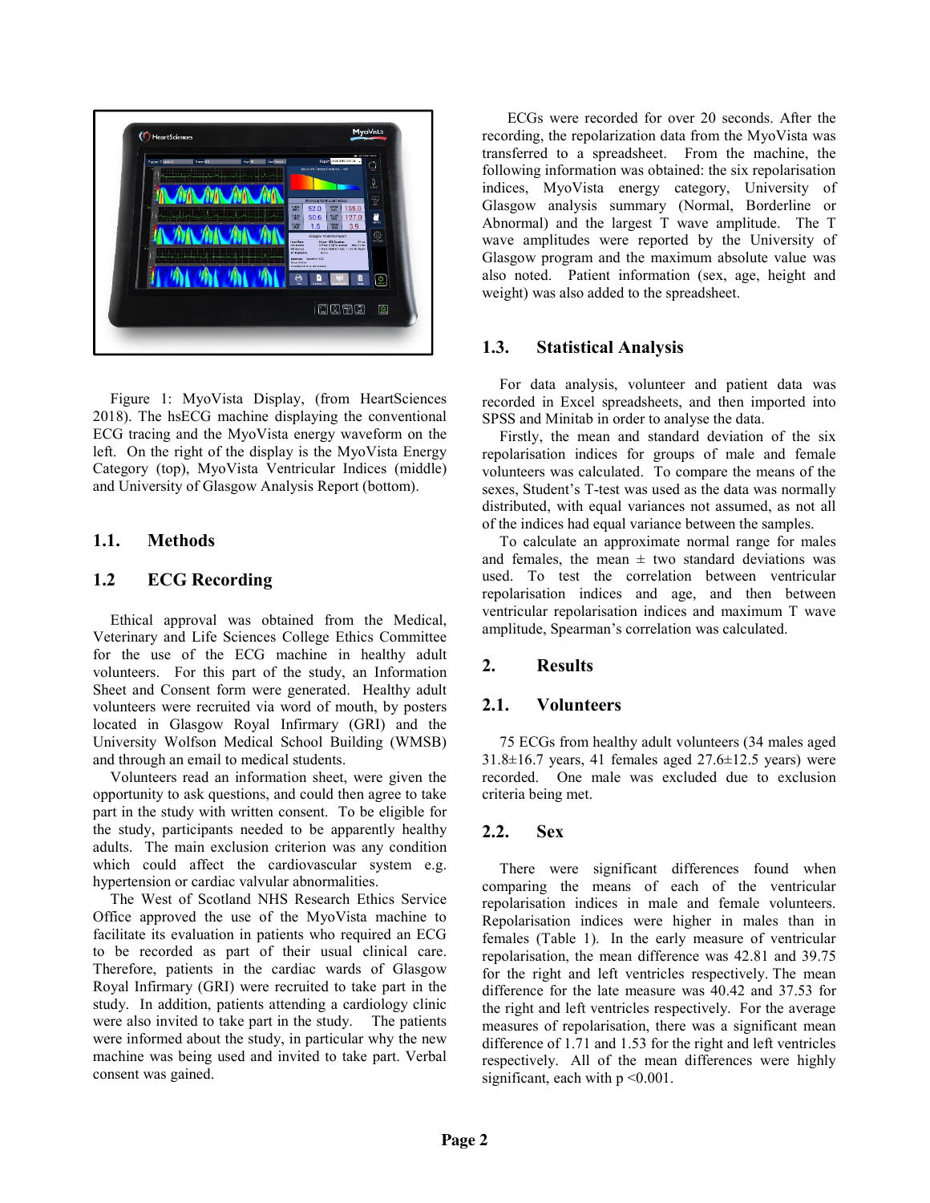Figure 1: MyoVista Display, (from HeartSciences 2018). The hsECG machine displaying the conventional ECG tracing and the MyoVista energy waveform on the left. On the right of the display is the MyoVista Energy Category (top), MyoVista Ventricular Indices (middle) and University of Glasgow Analysis Report (bottom).

## 1.1. Methods

## 1.2 ECG Recording

Ethical approval was obtained from the Medical, Veterinary and Life Sciences College Ethics Committee for the use of the ECG machine in healthy adult volunteers. For this part of the study, an Information Sheet and Consent form were generated. Healthy adult volunteers were recruited via word of mouth, by posters located in Glasgow Royal Infirmary (GRI) and the University Wolfson Medical School Building (WMSB) and through an email to medical students.

Volunteers read an information sheet, were given the opportunity to ask questions, and could then agree to take part in the study with written consent. To be eligible for the study, participants needed to be apparently healthy adults. The main exclusion criterion was any condition which could affect the cardiovascular system e.g. hypertension or cardiac valvular abnormalities.

The West of Scotland NHS Research Ethics Service Office approved the use of the MyoVista machine to facilitate its evaluation in patients who required an ECG to be recorded as part of their usual clinical care. Therefore, patients in the cardiac wards of Glasgow Royal Infirmary (GRI) were recruited to take part in the study. In addition, patients attending a cardiology clinic were also invited to take part in the study. The patients were informed about the study, in particular why the new machine was being used and invited to take part. Verbal consent was gained.

ECGs were recorded for over 20 seconds. After the recording, the repolarization data from the MyoVista was transferred to a spreadsheet. From the machine, the following information was obtained: the six repolarisation indices, MyoVista energy category, University of Glasgow analysis summary (Normal, Borderline or Abnormal) and the largest T wave amplitude. The T wave amplitudes were reported by the University of Glasgow program and the maximum absolute value was also noted. Patient information (sex, age, height and weight) was also added to the spreadsheet.

## 1.3. Statistical Analysis

For data analysis, volunteer and patient data was recorded in Excel spreadsheets, and then imported into SPSS and Minitab in order to analyse the data.

Firstly, the mean and standard deviation of the six repolarisation indices for groups of male and female volunteers was calculated. To compare the means of the sexes, Student's T-test was used as the data was normally distributed, with equal variances not assumed, as not all of the indices had equal variance between the samples.

To calculate an approximate normal range for males and females, the mean ± two standard deviations was used. To test the correlation between ventricular repolarisation indices and age, and then between ventricular repolarisation indices and maximum T wave amplitude, Spearman's correlation was calculated.

## 2. Results

## 2.1. Volunteers

75 ECGs from healthy adult volunteers (34 males aged 31.8±16.7 years, 41 females aged 27.6±12.5 years) were recorded. One male was excluded due to exclusion criteria being met.

## 2.2. Sex

There were significant differences found when comparing the means of each of the ventricular repolarisation indices in male and female volunteers. Repolarisation indices were higher in males than in females (Table 1). In the early measure of ventricular repolarisation, the mean difference was 42.81 and 39.75 for the right and left ventricles respectively. The mean difference for the late measure was 40.42 and 37.53 for the right and left ventricles respectively. For the average measures of repolarisation, there was a significant mean difference of 1.71 and 1.53 for the right and left ventricles respectively. All of the mean differences were highly significant, each with $p < 0.001$.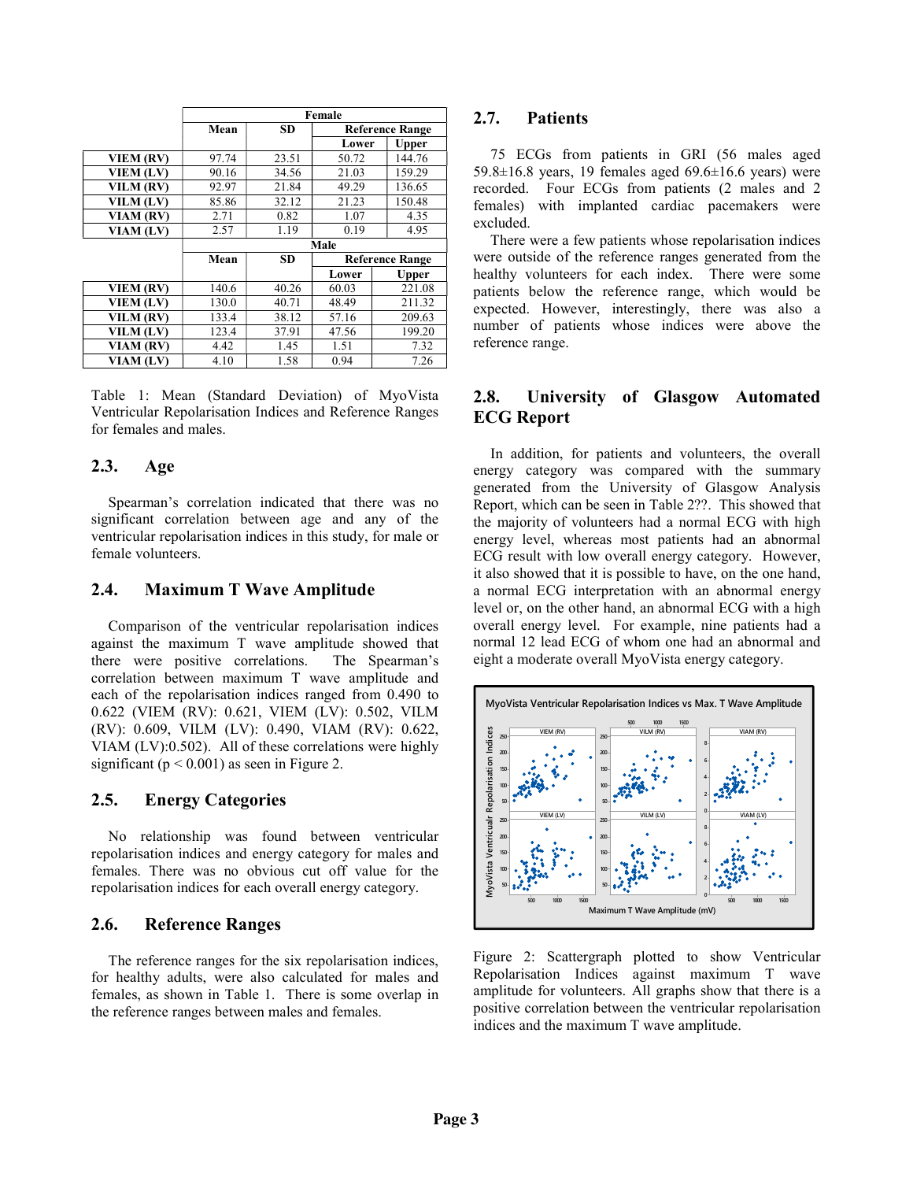| | Female | | | |
|---|---|---|---|---|
| | Mean | SD | Reference Range | |
| | | | Lower | Upper |
| VIEM (RV) | 97.74 | 23.51 | 50.72 | 144.76 |
| VIEM (LV) | 90.16 | 34.56 | 21.03 | 159.29 |
| VILM (RV) | 92.97 | 21.84 | 49.29 | 136.65 |
| VILM (LV) | 85.86 | 32.12 | 21.23 | 150.48 |
| VIAM (RV) | 2.71 | 0.82 | 1.07 | 4.35 |
| VIAM (LV) | 2.57 | 1.19 | 0.19 | 4.95 |
| | Male | | | |
| | Mean | SD | Reference Range | |
| | | | Lower | Upper |
| VIEM (RV) | 140.6 | 40.26 | 60.03 | 221.08 |
| VIEM (LV) | 130.0 | 40.71 | 48.49 | 211.32 |
| VILM (RV) | 133.4 | 38.12 | 57.16 | 209.63 |
| VILM (LV) | 123.4 | 37.91 | 47.56 | 199.20 |
| VIAM (RV) | 4.42 | 1.45 | 1.51 | 7.32 |
| VIAM (LV) | 4.10 | 1.58 | 0.94 | 7.26 |

Table 1: Mean (Standard Deviation) of MyoVista Ventricular Repolarisation Indices and Reference Ranges for females and males.

## 2.3. Age

Spearman's correlation indicated that there was no significant correlation between age and any of the ventricular repolarisation indices in this study, for male or female volunteers.

## 2.4. Maximum T Wave Amplitude

Comparison of the ventricular repolarisation indices against the maximum T wave amplitude showed that there were positive correlations. The Spearman's correlation between maximum T wave amplitude and each of the repolarisation indices ranged from 0.490 to 0.622 (VIEM (RV): 0.621, VIEM (LV): 0.502, VILM (RV): 0.609, VILM (LV): 0.490, VIAM (RV): 0.622, VIAM (LV):0.502). All of these correlations were highly significant ($p < 0.001$) as seen in Figure 2.

## 2.5. Energy Categories

No relationship was found between ventricular repolarisation indices and energy category for males and females. There was no obvious cut off value for the repolarisation indices for each overall energy category.

## 2.6. Reference Ranges

The reference ranges for the six repolarisation indices, for healthy adults, were also calculated for males and females, as shown in Table 1. There is some overlap in the reference ranges between males and females.

## 2.7. Patients

75 ECGs from patients in GRI (56 males aged 59.8±16.8 years, 19 females aged 69.6±16.6 years) were recorded. Four ECGs from patients (2 males and 2 females) with implanted cardiac pacemakers were excluded.

There were a few patients whose repolarisation indices were outside of the reference ranges generated from the healthy volunteers for each index. There were some patients below the reference range, which would be expected. However, interestingly, there was also a number of patients whose indices were above the reference range.

## 2.8. University of Glasgow Automated ECG Report

In addition, for patients and volunteers, the overall energy category was compared with the summary generated from the University of Glasgow Analysis Report, which can be seen in Table 2??. This showed that the majority of volunteers had a normal ECG with high energy level, whereas most patients had an abnormal ECG result with low overall energy category. However, it also showed that it is possible to have, on the one hand, a normal ECG interpretation with an abnormal energy level or, on the other hand, an abnormal ECG with a high overall energy level. For example, nine patients had a normal 12 lead ECG of whom one had an abnormal and eight a moderate overall MyoVista energy category.

Figure 2: Scattergraph plotted to show Ventricular Repolarisation Indices against maximum T wave amplitude for volunteers. All graphs show that there is a positive correlation between the ventricular repolarisation indices and the maximum T wave amplitude.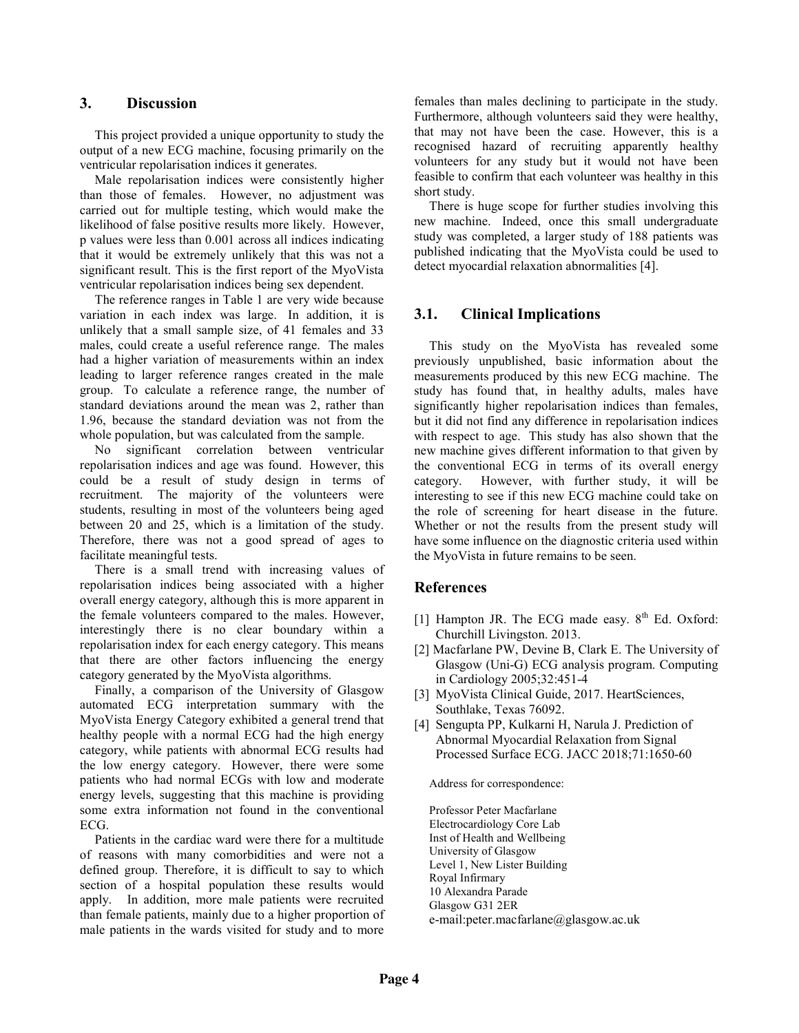## 3. Discussion

This project provided a unique opportunity to study the output of a new ECG machine, focusing primarily on the ventricular repolarisation indices it generates.

Male repolarisation indices were consistently higher than those of females. However, no adjustment was carried out for multiple testing, which would make the likelihood of false positive results more likely. However, p values were less than 0.001 across all indices indicating that it would be extremely unlikely that this was not a significant result. This is the first report of the MyoVista ventricular repolarisation indices being sex dependent.

The reference ranges in Table 1 are very wide because variation in each index was large. In addition, it is unlikely that a small sample size, of 41 females and 33 males, could create a useful reference range. The males had a higher variation of measurements within an index leading to larger reference ranges created in the male group. To calculate a reference range, the number of standard deviations around the mean was 2, rather than 1.96, because the standard deviation was not from the whole population, but was calculated from the sample.

No significant correlation between ventricular repolarisation indices and age was found. However, this could be a result of study design in terms of recruitment. The majority of the volunteers were students, resulting in most of the volunteers being aged between 20 and 25, which is a limitation of the study. Therefore, there was not a good spread of ages to facilitate meaningful tests.

There is a small trend with increasing values of repolarisation indices being associated with a higher overall energy category, although this is more apparent in the female volunteers compared to the males. However, interestingly there is no clear boundary within a repolarisation index for each energy category. This means that there are other factors influencing the energy category generated by the MyoVista algorithms.

Finally, a comparison of the University of Glasgow automated ECG interpretation summary with the MyoVista Energy Category exhibited a general trend that healthy people with a normal ECG had the high energy category, while patients with abnormal ECG results had the low energy category. However, there were some patients who had normal ECGs with low and moderate energy levels, suggesting that this machine is providing some extra information not found in the conventional ECG.

Patients in the cardiac ward were there for a multitude of reasons with many comorbidities and were not a defined group. Therefore, it is difficult to say to which section of a hospital population these results would apply. In addition, more male patients were recruited than female patients, mainly due to a higher proportion of male patients in the wards visited for study and to more females than males declining to participate in the study. Furthermore, although volunteers said they were healthy, that may not have been the case. However, this is a recognised hazard of recruiting apparently healthy volunteers for any study but it would not have been feasible to confirm that each volunteer was healthy in this short study.

There is huge scope for further studies involving this new machine. Indeed, once this small undergraduate study was completed, a larger study of 188 patients was published indicating that the MyoVista could be used to detect myocardial relaxation abnormalities [4].

## 3.1. Clinical Implications

This study on the MyoVista has revealed some previously unpublished, basic information about the measurements produced by this new ECG machine. The study has found that, in healthy adults, males have significantly higher repolarisation indices than females, but it did not find any difference in repolarisation indices with respect to age. This study has also shown that the new machine gives different information to that given by the conventional ECG in terms of its overall energy category. However, with further study, it will be interesting to see if this new ECG machine could take on the role of screening for heart disease in the future. Whether or not the results from the present study will have some influence on the diagnostic criteria used within the MyoVista in future remains to be seen.

## References

[1] Hampton JR. The ECG made easy. 8th Ed. Oxford: Churchill Livingston. 2013.

[2] Macfarlane PW, Devine B, Clark E. The University of Glasgow (Uni-G) ECG analysis program. Computing in Cardiology 2005;32:451-4

[3] MyoVista Clinical Guide, 2017. HeartSciences, Southlake, Texas 76092.

[4] Sengupta PP, Kulkarni H, Narula J. Prediction of Abnormal Myocardial Relaxation from Signal Processed Surface ECG. JACC 2018;71:1650-60

Address for correspondence:

Professor Peter Macfarlane
Electrocardiology Core Lab
Inst of Health and Wellbeing
University of Glasgow
Level 1, New Lister Building
Royal Infirmary
10 Alexandra Parade
Glasgow G31 2ER
e-mail:peter.macfarlane@glasgow.ac.uk